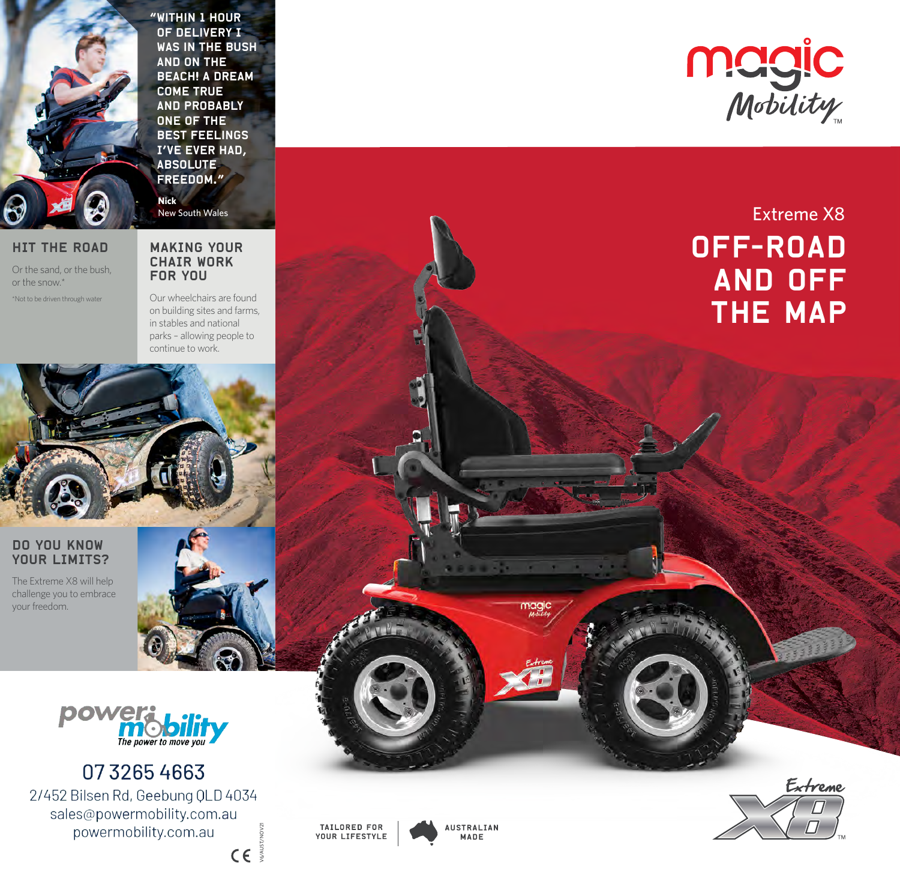"WITHIN 1 HOUR OF DELIVERY I WAS IN THE BUSH AND ON THE BEACH! A DREAM COME TRUE AND PROBABLY ONE OF THE BEST FEELINGS I'VE EVER HAD, ABSOLUTE FREEDOM."

**Nick**
New South Wales

## HIT THE ROAD

Or the sand, or the bush, or the snow.*

*Not to be driven through water

## MAKING YOUR CHAIR WORK FOR YOU

Our wheelchairs are found on building sites and farms, in stables and national parks – allowing people to continue to work.

## DO YOU KNOW YOUR LIMITS?

The Extreme X8 will help challenge you to embrace your freedom.

power mobility
The power to move you

07 3265 4663
2/452 Bilsen Rd, Geebung QLD 4034
sales@powermobility.com.au
powermobility.com.au

CE

V6/AUST/NOV21

magic Mobility™

Extreme X8

# OFF-ROAD AND OFF THE MAP

TAILORED FOR YOUR LIFESTYLE | AUSTRALIAN MADE

Extreme X8™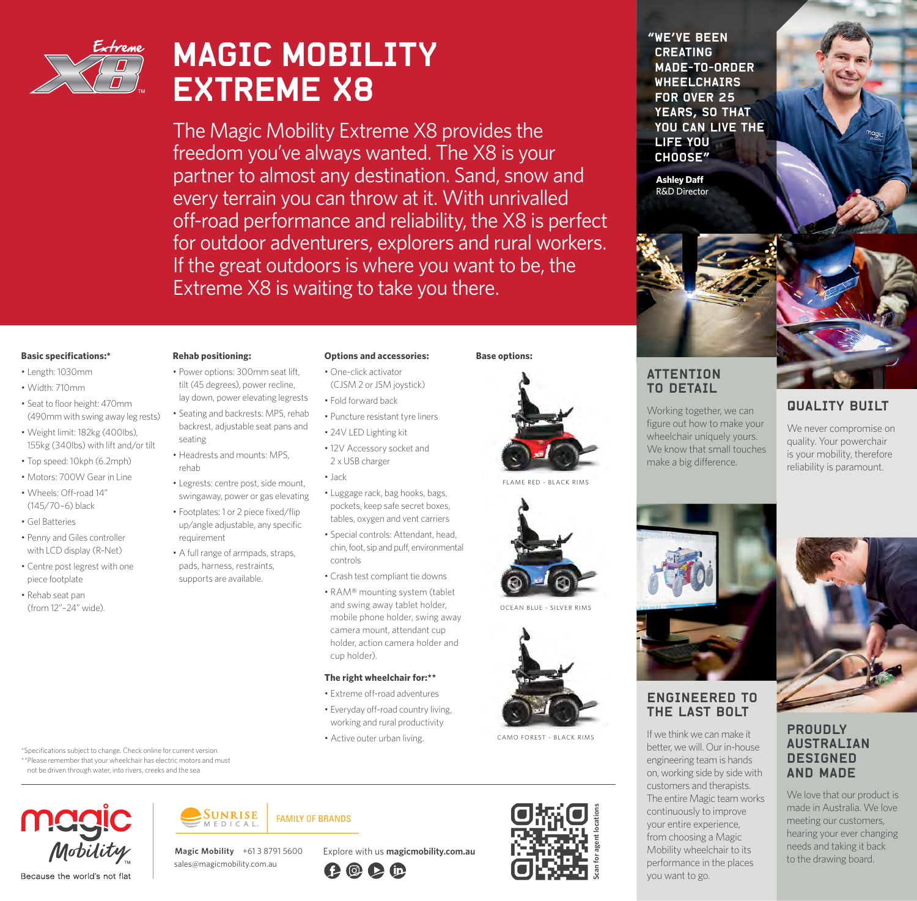# MAGIC MOBILITY EXTREME X8

The Magic Mobility Extreme X8 provides the freedom you've always wanted. The X8 is your partner to almost any destination. Sand, snow and every terrain you can throw at it. With unrivalled off-road performance and reliability, the X8 is perfect for outdoor adventurers, explorers and rural workers. If the great outdoors is where you want to be, the Extreme X8 is waiting to take you there.

**Basic specifications:***

- Length: 1030mm
- Width: 710mm
- Seat to floor height: 470mm (490mm with swing away leg rests)
- Weight limit: 182kg (400lbs), 155kg (340lbs) with lift and/or tilt
- Top speed: 10kph (6.2mph)
- Motors: 700W Gear in Line
- Wheels: Off-road 14" (145/70-6) black
- Gel Batteries
- Penny and Giles controller with LCD display (R-Net)
- Centre post legrest with one piece footplate
- Rehab seat pan (from 12"–24" wide).

**Rehab positioning:**

- Power options: 300mm seat lift, tilt (45 degrees), power recline, lay down, power elevating legrests
- Seating and backrests: MPS, rehab backrest, adjustable seat pans and seating
- Headrests and mounts: MPS, rehab
- Legrests: centre post, side mount, swingaway, power or gas elevating
- Footplates: 1 or 2 piece fixed/flip up/angle adjustable, any specific requirement
- A full range of armpads, straps, pads, harness, restraints, supports are available.

**Options and accessories:**

- One-click activator (CJSM 2 or JSM joystick)
- Fold forward back
- Puncture resistant tyre liners
- 24V LED Lighting kit
- 12V Accessory socket and 2 x USB charger
- Jack
- Luggage rack, bag hooks, bags, pockets, keep safe secret boxes, tables, oxygen and vent carriers
- Special controls: Attendant, head, chin, foot, sip and puff, environmental controls
- Crash test compliant tie downs
- RAM® mounting system (tablet and swing away tablet holder, mobile phone holder, swing away camera mount, attendant cup holder, action camera holder and cup holder).

**The right wheelchair for:****

- Extreme off-road adventures
- Everyday off-road country living, working and rural productivity
- Active outer urban living.

**Base options:**

FLAME RED - BLACK RIMS

OCEAN BLUE - SILVER RIMS

CAMO FOREST - BLACK RIMS

*Specifications subject to change. Check online for current version
**Please remember that your wheelchair has electric motors and must not be driven through water, into rivers, creeks and the sea

"WE'VE BEEN CREATING MADE-TO-ORDER WHEELCHAIRS FOR OVER 25 YEARS, SO THAT YOU CAN LIVE THE LIFE YOU CHOOSE"

**Ashley Daff**
R&D Director

## ATTENTION TO DETAIL

Working together, we can figure out how to make your wheelchair uniquely yours. We know that small touches make a big difference.

## QUALITY BUILT

We never compromise on quality. Your powerchair is your mobility, therefore reliability is paramount.

## ENGINEERED TO THE LAST BOLT

If we think we can make it better, we will. Our in-house engineering team is hands on, working side by side with customers and therapists. The entire Magic team works continuously to improve your entire experience, from choosing a Magic Mobility wheelchair to its performance in the places you want to go.

## PROUDLY AUSTRALIAN DESIGNED AND MADE

We love that our product is made in Australia. We love meeting our customers, hearing your ever changing needs and taking it back to the drawing board.

magic Mobility — Because the world's not flat

SUNRISE MEDICAL — FAMILY OF BRANDS

**Magic Mobility** +61 3 8791 5600
sales@magicmobility.com.au

Explore with us **magicmobility.com.au**

Scan for agent locations